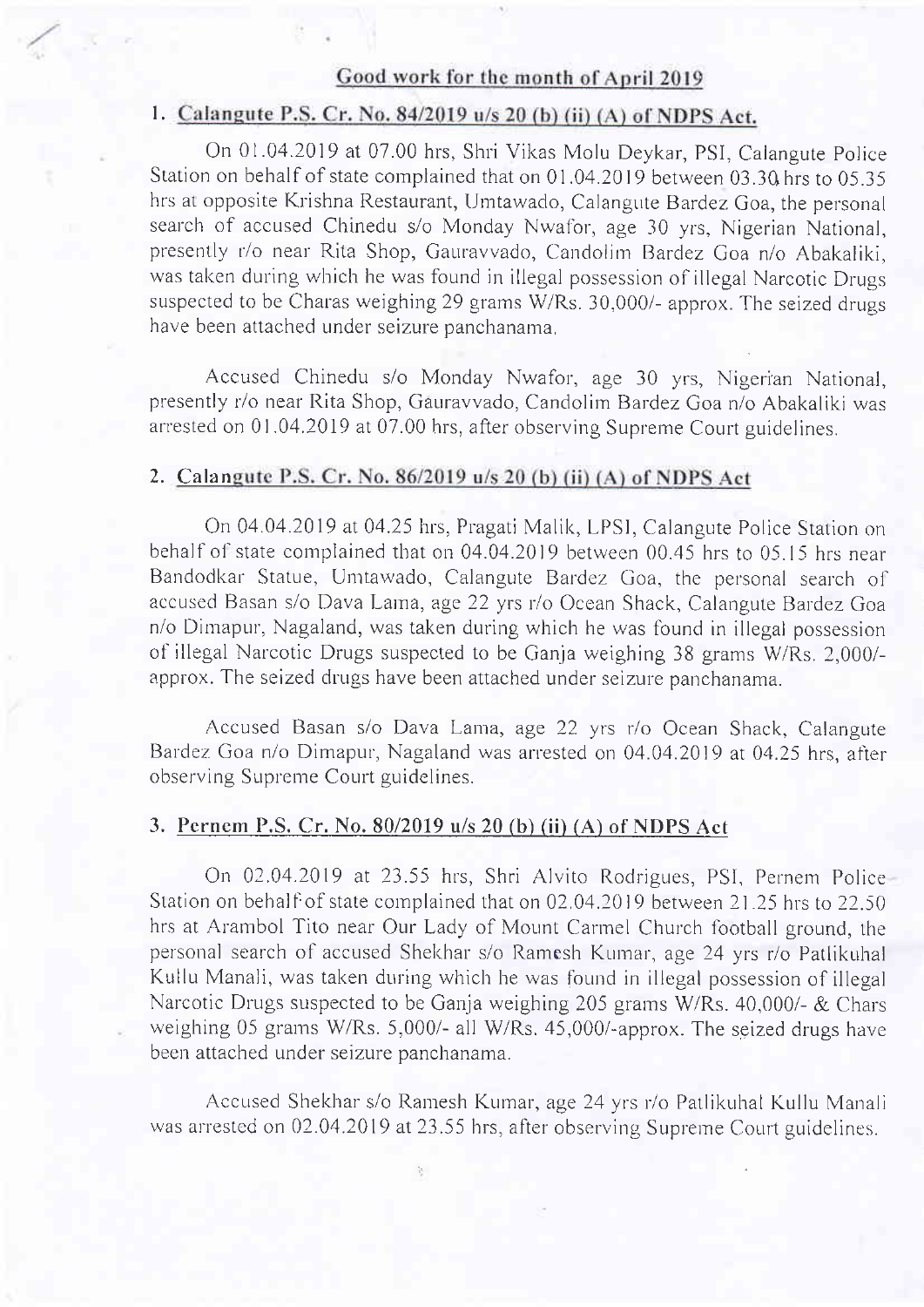## Good work for the month of April 2019

### 1. Calangute P.S. Cr. No. 84/2019 u/s 20 (b) (ii) (A) of NDPS Act.

On 01.04.2019 at 07.00 hrs, Shri Vikas Molu Deykar, PSI, Calangute Police Station on behalf of state complained that on 01.04.2019 between 03.30 hrs to 05.35 hrs at opposite Krishna Restaurant, Umtawado, Calangute Bardez Goa, the personal search of accused Chinedu s/o Monday Nwafor, age 30 yrs, Nigerian National, presently r/o near Rita Shop, Gauravvado, Candolim Bardez Goa n/o Abakaliki, was taken during which he was found in illegal possession of illegal Narcotic Drugs suspected to be Charas weighing 29 grams W/Rs. 30,000/- approx. The seized drugs have been attached under seizure panchanama.

Accused Chinedu s/o Monday Nwafor, age 30 yrs, Nigerian National, presently r/o near Rita Shop, Gauravvado, Candolim Bardez Goa n/o Abakaliki was arrested on 01.04.2019 at 07.00 hrs, after observing Supreme Court guidelines.

### 2. Calangute P.S. Cr. No. 86/2019 u/s 20 (b) (ii) (A) of NDPS Act

On 04.04.2019 at 04.25 hrs, Pragati Malik, LPSI, Calangute Police Station on behalf of state complained that on 04.04.2019 between 00.45 hrs to 05.15 hrs near Bandodkar Statue, Umtawado, Calangute Bardez Goa, the personal search of accused Basan s/o Dava Lama, age 22 yrs r/o Ocean Shack, Calangute Bardez Goa n/o Dimapur, Nagaland, was taken during which he was found in illegal possession of illegal Narcotic Drugs suspected to be Ganja weighing 38 grams W/Rs. 2,000/- approx. The seized drugs have been attached under seizure panchanama.

Accused Basan s/o Dava Lama, age 22 yrs r/o Ocean Shack, Calangute Bardez Goa n/o Dimapur, Nagaland was arrested on 04.04.2019 at 04.25 hrs, after observing Supreme Court guidelines.

### 3. Pernem P.S. Cr. No. 80/2019 u/s 20 (b) (ii) (A) of NDPS Act

On 02.04.2019 at 23.55 hrs, Shri Alvito Rodrigues, PSI, Pernem Police Station on behalf of state complained that on 02.04.2019 between 21.25 hrs to 22.50 hrs at Arambol Tito near Our Lady of Mount Carmel Church football ground, the personal search of accused Shekhar s/o Ramesh Kumar, age 24 yrs r/o Patlikuhal Kullu Manali, was taken during which he was found in illegal possession of illegal Narcotic Drugs suspected to be Ganja weighing 205 grams W/Rs. 40,000/- & Chars weighing 05 grams W/Rs. 5,000/- all W/Rs. 45,000/-approx. The seized drugs have been attached under seizure panchanama.

Accused Shekhar s/o Ramesh Kumar, age 24 yrs r/o Patlikuhal Kullu Manali was arrested on 02.04.2019 at 23.55 hrs, after observing Supreme Court guidelines.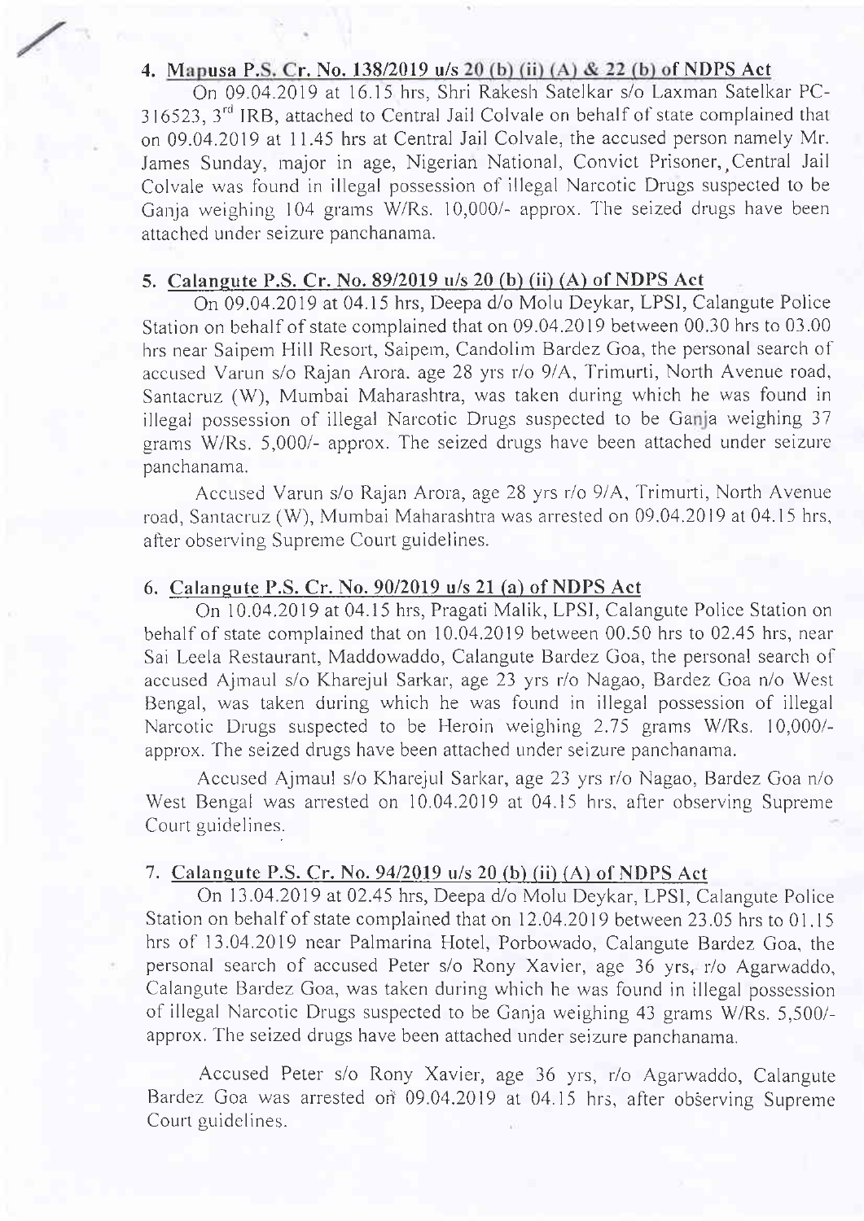4. **Mapusa P.S. Cr. No. 138/2019 u/s 20 (b) (ii) (A) & 22 (b) of NDPS Act**

On 09.04.2019 at 16.15 hrs, Shri Rakesh Satelkar s/o Laxman Satelkar PC-316523, 3rd IRB, attached to Central Jail Colvale on behalf of state complained that on 09.04.2019 at 11.45 hrs at Central Jail Colvale, the accused person namely Mr. James Sunday, major in age, Nigerian National, Convict Prisoner, Central Jail Colvale was found in illegal possession of illegal Narcotic Drugs suspected to be Ganja weighing 104 grams W/Rs. 10,000/- approx. The seized drugs have been attached under seizure panchanama.

5. **Calangute P.S. Cr. No. 89/2019 u/s 20 (b) (ii) (A) of NDPS Act**

On 09.04.2019 at 04.15 hrs, Deepa d/o Molu Deykar, LPSI, Calangute Police Station on behalf of state complained that on 09.04.2019 between 00.30 hrs to 03.00 hrs near Saipem Hill Resort, Saipem, Candolim Bardez Goa, the personal search of accused Varun s/o Rajan Arora. age 28 yrs r/o 9/A, Trimurti, North Avenue road, Santacruz (W), Mumbai Maharashtra, was taken during which he was found in illegal possession of illegal Narcotic Drugs suspected to be Ganja weighing 37 grams W/Rs. 5,000/- approx. The seized drugs have been attached under seizure panchanama.

Accused Varun s/o Rajan Arora, age 28 yrs r/o 9/A, Trimurti, North Avenue road, Santacruz (W), Mumbai Maharashtra was arrested on 09.04.2019 at 04.15 hrs, after observing Supreme Court guidelines.

6. **Calangute P.S. Cr. No. 90/2019 u/s 21 (a) of NDPS Act**

On 10.04.2019 at 04.15 hrs, Pragati Malik, LPSI, Calangute Police Station on behalf of state complained that on 10.04.2019 between 00.50 hrs to 02.45 hrs, near Sai Leela Restaurant, Maddowaddo, Calangute Bardez Goa, the personal search of accused Ajmaul s/o Kharejul Sarkar, age 23 yrs r/o Nagao, Bardez Goa n/o West Bengal, was taken during which he was found in illegal possession of illegal Narcotic Drugs suspected to be Heroin weighing 2.75 grams W/Rs. 10,000/- approx. The seized drugs have been attached under seizure panchanama.

Accused Ajmaul s/o Kharejul Sarkar, age 23 yrs r/o Nagao, Bardez Goa n/o West Bengal was arrested on 10.04.2019 at 04.15 hrs, after observing Supreme Court guidelines.

7. **Calangute P.S. Cr. No. 94/2019 u/s 20 (b) (ii) (A) of NDPS Act**

On 13.04.2019 at 02.45 hrs, Deepa d/o Molu Deykar, LPSI, Calangute Police Station on behalf of state complained that on 12.04.2019 between 23.05 hrs to 01.15 hrs of 13.04.2019 near Palmarina Hotel, Porbowado, Calangute Bardez Goa, the personal search of accused Peter s/o Rony Xavier, age 36 yrs, r/o Agarwaddo, Calangute Bardez Goa, was taken during which he was found in illegal possession of illegal Narcotic Drugs suspected to be Ganja weighing 43 grams W/Rs. 5,500/- approx. The seized drugs have been attached under seizure panchanama.

Accused Peter s/o Rony Xavier, age 36 yrs, r/o Agarwaddo, Calangute Bardez Goa was arrested on 09.04.2019 at 04.15 hrs, after observing Supreme Court guidelines.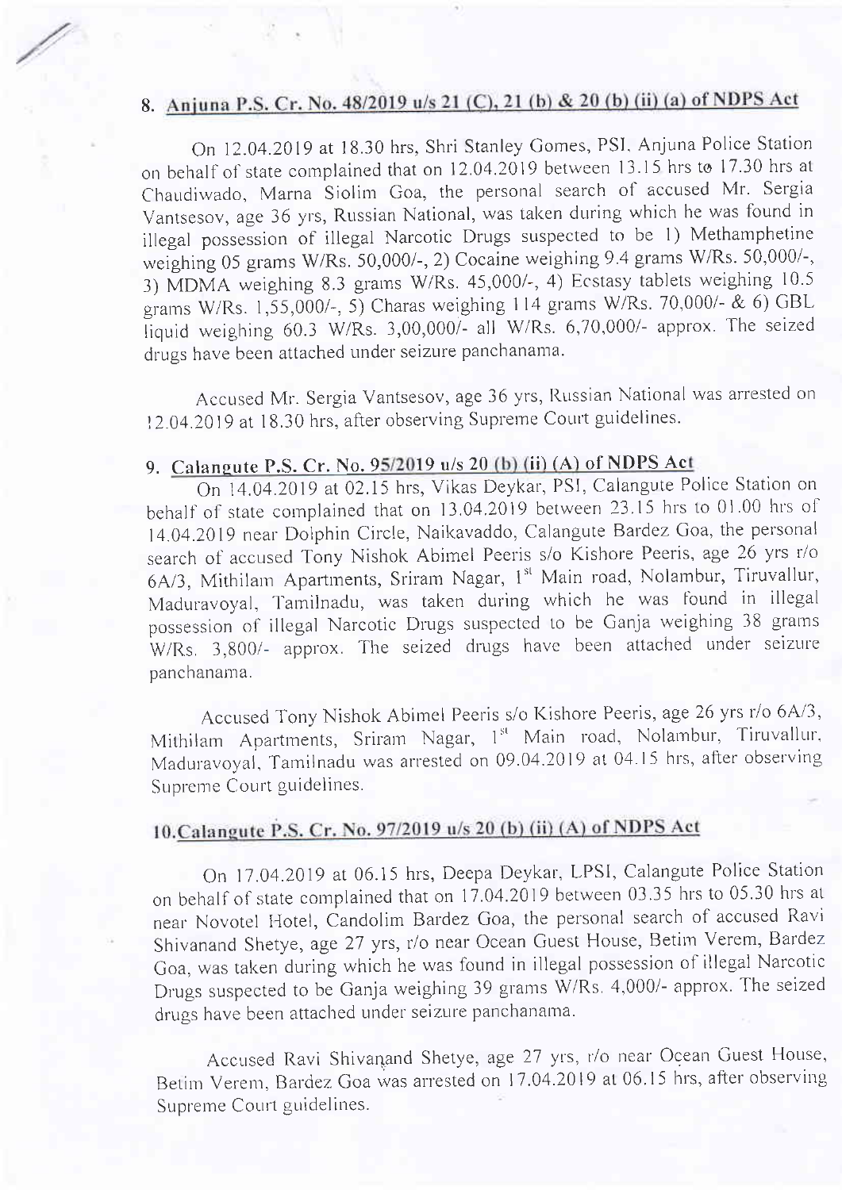## 8. Anjuna P.S. Cr. No. 48/2019 u/s 21 (C), 21 (b) & 20 (b) (ii) (a) of NDPS Act

On 12.04.2019 at 18.30 hrs, Shri Stanley Gomes, PSI, Anjuna Police Station on behalf of state complained that on 12.04.2019 between 13.15 hrs to 17.30 hrs at Chaudiwado, Marna Siolim Goa, the personal search of accused Mr. Sergia Vantsesov, age 36 yrs, Russian National, was taken during which he was found in illegal possession of illegal Narcotic Drugs suspected to be 1) Methamphetine weighing 05 grams W/Rs. 50,000/-, 2) Cocaine weighing 9.4 grams W/Rs. 50,000/-, 3) MDMA weighing 8.3 grams W/Rs. 45,000/-, 4) Ecstasy tablets weighing 10.5 grams W/Rs. 1,55,000/-, 5) Charas weighing 114 grams W/Rs. 70,000/- & 6) GBL liquid weighing 60.3 W/Rs. 3,00,000/- all W/Rs. 6,70,000/- approx. The seized drugs have been attached under seizure panchanama.

Accused Mr. Sergia Vantsesov, age 36 yrs, Russian National was arrested on 12.04.2019 at 18.30 hrs, after observing Supreme Court guidelines.

## 9. Calangute P.S. Cr. No. 95/2019 u/s 20 (b) (ii) (A) of NDPS Act

On 14.04.2019 at 02.15 hrs, Vikas Deykar, PSI, Calangute Police Station on behalf of state complained that on 13.04.2019 between 23.15 hrs to 01.00 hrs of 14.04.2019 near Dolphin Circle, Naikavaddo, Calangute Bardez Goa, the personal search of accused Tony Nishok Abimel Peeris s/o Kishore Peeris, age 26 yrs r/o 6A/3, Mithilam Apartments, Sriram Nagar, 1st Main road, Nolambur, Tiruvallur, Maduravoyal, Tamilnadu, was taken during which he was found in illegal possession of illegal Narcotic Drugs suspected to be Ganja weighing 38 grams W/Rs. 3,800/- approx. The seized drugs have been attached under seizure panchanama.

Accused Tony Nishok Abimel Peeris s/o Kishore Peeris, age 26 yrs r/o 6A/3, Mithilam Apartments, Sriram Nagar, 1st Main road, Nolambur, Tiruvallur, Maduravoyal, Tamilnadu was arrested on 09.04.2019 at 04.15 hrs, after observing Supreme Court guidelines.

## 10. Calangute P.S. Cr. No. 97/2019 u/s 20 (b) (ii) (A) of NDPS Act

On 17.04.2019 at 06.15 hrs, Deepa Deykar, LPSI, Calangute Police Station on behalf of state complained that on 17.04.2019 between 03.35 hrs to 05.30 hrs at near Novotel Hotel, Candolim Bardez Goa, the personal search of accused Ravi Shivanand Shetye, age 27 yrs, r/o near Ocean Guest House, Betim Verem, Bardez Goa, was taken during which he was found in illegal possession of illegal Narcotic Drugs suspected to be Ganja weighing 39 grams W/Rs. 4,000/- approx. The seized drugs have been attached under seizure panchanama.

Accused Ravi Shivanand Shetye, age 27 yrs, r/o near Ocean Guest House, Betim Verem, Bardez Goa was arrested on 17.04.2019 at 06.15 hrs, after observing Supreme Court guidelines.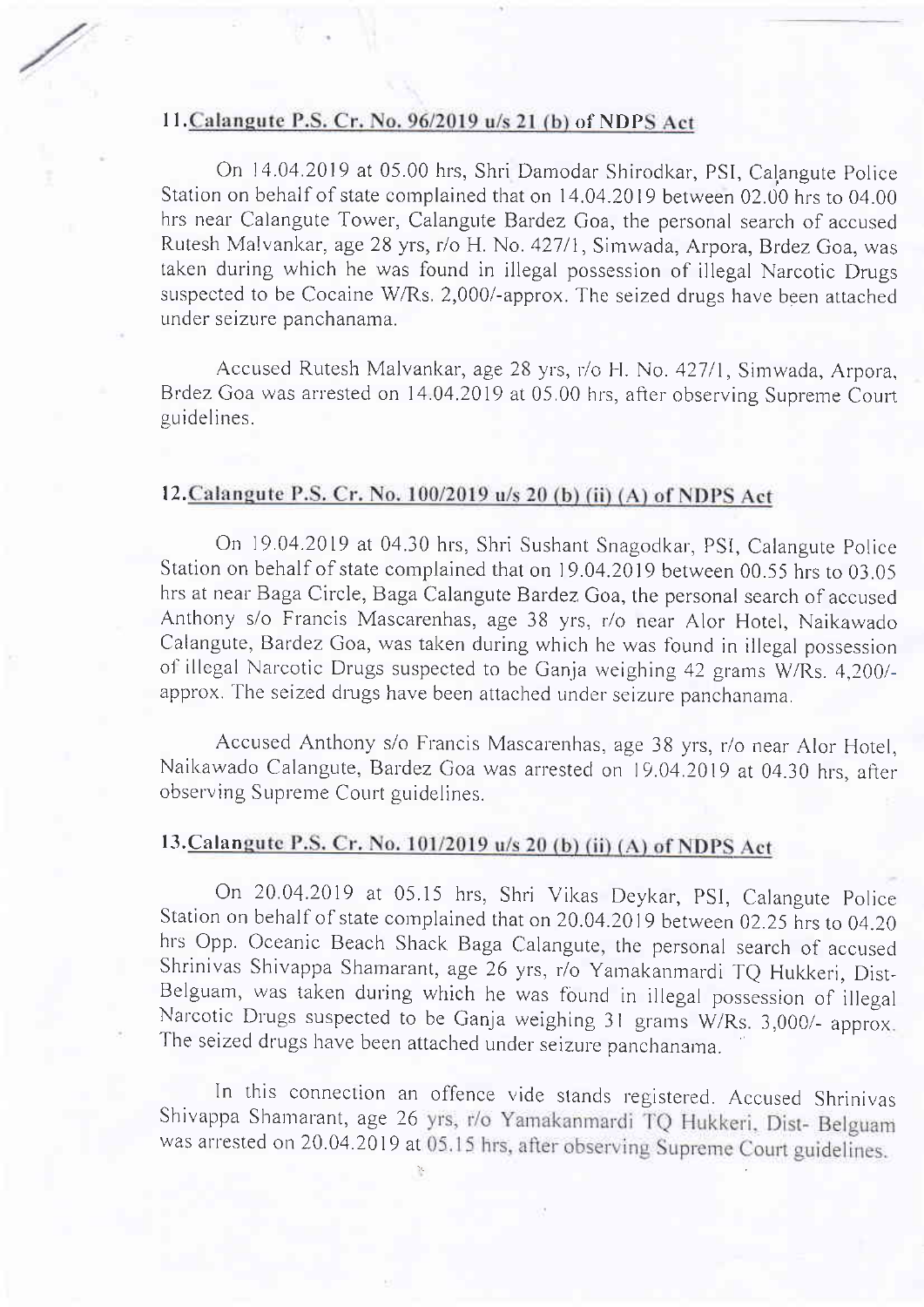## 11. Calangute P.S. Cr. No. 96/2019 u/s 21 (b) of NDPS Act

On 14.04.2019 at 05.00 hrs, Shri Damodar Shirodkar, PSI, Calangute Police Station on behalf of state complained that on 14.04.2019 between 02.00 hrs to 04.00 hrs near Calangute Tower, Calangute Bardez Goa, the personal search of accused Rutesh Malvankar, age 28 yrs, r/o H. No. 427/1, Simwada, Arpora, Brdez Goa, was taken during which he was found in illegal possession of illegal Narcotic Drugs suspected to be Cocaine W/Rs. 2,000/-approx. The seized drugs have been attached under seizure panchanama.

Accused Rutesh Malvankar, age 28 yrs, r/o H. No. 427/1, Simwada, Arpora, Brdez Goa was arrested on 14.04.2019 at 05.00 hrs, after observing Supreme Court guidelines.

## 12. Calangute P.S. Cr. No. 100/2019 u/s 20 (b) (ii) (A) of NDPS Act

On 19.04.2019 at 04.30 hrs, Shri Sushant Snagodkar, PSI, Calangute Police Station on behalf of state complained that on 19.04.2019 between 00.55 hrs to 03.05 hrs at near Baga Circle, Baga Calangute Bardez Goa, the personal search of accused Anthony s/o Francis Mascarenhas, age 38 yrs, r/o near Alor Hotel, Naikawado Calangute, Bardez Goa, was taken during which he was found in illegal possession of illegal Narcotic Drugs suspected to be Ganja weighing 42 grams W/Rs. 4,200/- approx. The seized drugs have been attached under seizure panchanama.

Accused Anthony s/o Francis Mascarenhas, age 38 yrs, r/o near Alor Hotel, Naikawado Calangute, Bardez Goa was arrested on 19.04.2019 at 04.30 hrs, after observing Supreme Court guidelines.

## 13. Calangute P.S. Cr. No. 101/2019 u/s 20 (b) (ii) (A) of NDPS Act

On 20.04.2019 at 05.15 hrs, Shri Vikas Deykar, PSI, Calangute Police Station on behalf of state complained that on 20.04.2019 between 02.25 hrs to 04.20 hrs Opp. Oceanic Beach Shack Baga Calangute, the personal search of accused Shrinivas Shivappa Shamarant, age 26 yrs, r/o Yamakanmardi TQ Hukkeri, Dist- Belguam, was taken during which he was found in illegal possession of illegal Narcotic Drugs suspected to be Ganja weighing 31 grams W/Rs. 3,000/- approx. The seized drugs have been attached under seizure panchanama.

In this connection an offence vide stands registered. Accused Shrinivas Shivappa Shamarant, age 26 yrs, r/o Yamakanmardi TQ Hukkeri, Dist- Belguam was arrested on 20.04.2019 at 05.15 hrs, after observing Supreme Court guidelines.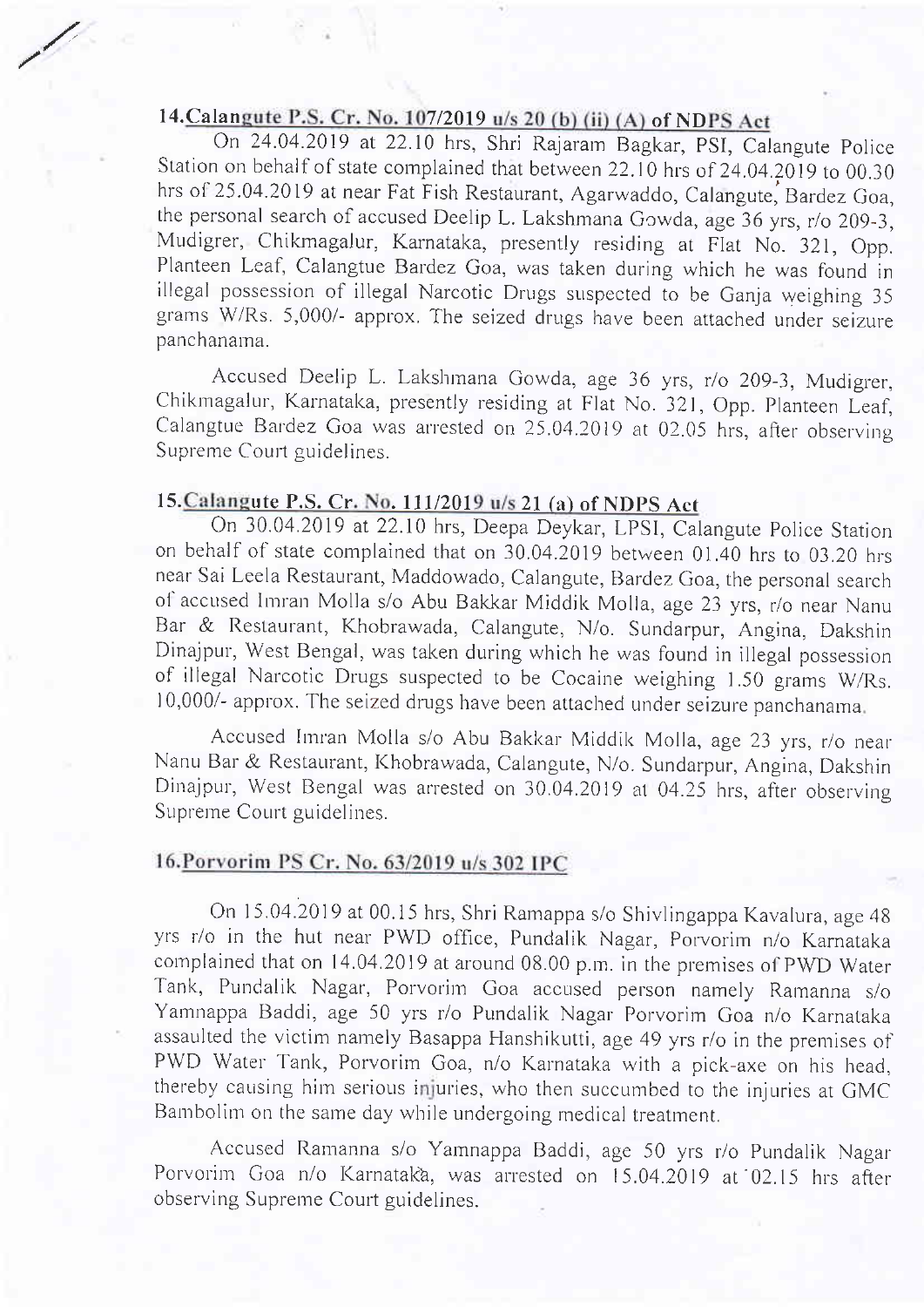## 14. Calangute P.S. Cr. No. 107/2019 u/s 20 (b) (ii) (A) of NDPS Act

On 24.04.2019 at 22.10 hrs, Shri Rajaram Bagkar, PSI, Calangute Police Station on behalf of state complained that between 22.10 hrs of 24.04.2019 to 00.30 hrs of 25.04.2019 at near Fat Fish Restaurant, Agarwaddo, Calangute, Bardez Goa, the personal search of accused Deelip L. Lakshmana Gowda, age 36 yrs, r/o 209-3, Mudigrer, Chikmagalur, Karnataka, presently residing at Flat No. 321, Opp. Planteen Leaf, Calangtue Bardez Goa, was taken during which he was found in illegal possession of illegal Narcotic Drugs suspected to be Ganja weighing 35 grams W/Rs. 5,000/- approx. The seized drugs have been attached under seizure panchanama.

Accused Deelip L. Lakshmana Gowda, age 36 yrs, r/o 209-3, Mudigrer, Chikmagalur, Karnataka, presently residing at Flat No. 321, Opp. Planteen Leaf, Calangtue Bardez Goa was arrested on 25.04.2019 at 02.05 hrs, after observing Supreme Court guidelines.

## 15. Calangute P.S. Cr. No. 111/2019 u/s 21 (a) of NDPS Act

On 30.04.2019 at 22.10 hrs, Deepa Deykar, LPSI, Calangute Police Station on behalf of state complained that on 30.04.2019 between 01.40 hrs to 03.20 hrs near Sai Leela Restaurant, Maddowado, Calangute, Bardez Goa, the personal search of accused Imran Molla s/o Abu Bakkar Middik Molla, age 23 yrs, r/o near Nanu Bar & Restaurant, Khobrawada, Calangute, N/o. Sundarpur, Angina, Dakshin Dinajpur, West Bengal, was taken during which he was found in illegal possession of illegal Narcotic Drugs suspected to be Cocaine weighing 1.50 grams W/Rs. 10,000/- approx. The seized drugs have been attached under seizure panchanama.

Accused Imran Molla s/o Abu Bakkar Middik Molla, age 23 yrs, r/o near Nanu Bar & Restaurant, Khobrawada, Calangute, N/o. Sundarpur, Angina, Dakshin Dinajpur, West Bengal was arrested on 30.04.2019 at 04.25 hrs, after observing Supreme Court guidelines.

## 16. Porvorim PS Cr. No. 63/2019 u/s 302 IPC

On 15.04.2019 at 00.15 hrs, Shri Ramappa s/o Shivlingappa Kavalura, age 48 yrs r/o in the hut near PWD office, Pundalik Nagar, Porvorim n/o Karnataka complained that on 14.04.2019 at around 08.00 p.m. in the premises of PWD Water Tank, Pundalik Nagar, Porvorim Goa accused person namely Ramanna s/o Yamnappa Baddi, age 50 yrs r/o Pundalik Nagar Porvorim Goa n/o Karnataka assaulted the victim namely Basappa Hanshikutti, age 49 yrs r/o in the premises of PWD Water Tank, Porvorim Goa, n/o Karnataka with a pick-axe on his head, thereby causing him serious injuries, who then succumbed to the injuries at GMC Bambolim on the same day while undergoing medical treatment.

Accused Ramanna s/o Yamnappa Baddi, age 50 yrs r/o Pundalik Nagar Porvorim Goa n/o Karnataka, was arrested on 15.04.2019 at 02.15 hrs after observing Supreme Court guidelines.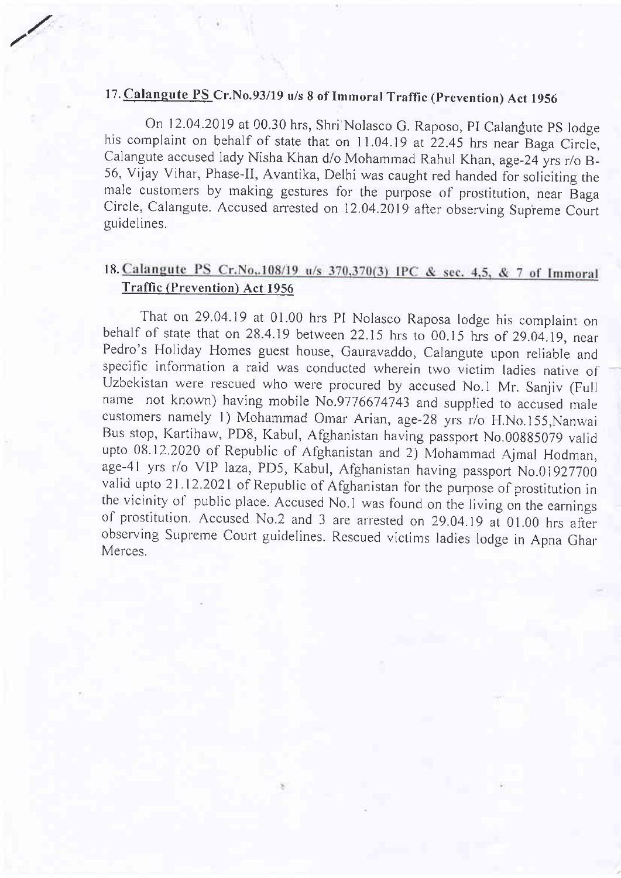## 17. Calangute PS Cr.No.93/19 u/s 8 of Immoral Traffic (Prevention) Act 1956

On 12.04.2019 at 00.30 hrs, Shri Nolasco G. Raposo, PI Calangute PS lodge his complaint on behalf of state that on 11.04.19 at 22.45 hrs near Baga Circle, Calangute accused lady Nisha Khan d/o Mohammad Rahul Khan, age-24 yrs r/o B-56, Vijay Vihar, Phase-II, Avantika, Delhi was caught red handed for soliciting the male customers by making gestures for the purpose of prostitution, near Baga Circle, Calangute. Accused arrested on 12.04.2019 after observing Supreme Court guidelines.

## 18. Calangute PS Cr.No,.108/19 u/s 370,370(3) IPC & sec. 4,5, & 7 of Immoral Traffic (Prevention) Act 1956

That on 29.04.19 at 01.00 hrs PI Nolasco Raposa lodge his complaint on behalf of state that on 28.4.19 between 22.15 hrs to 00.15 hrs of 29.04.19, near Pedro's Holiday Homes guest house, Gauravaddo, Calangute upon reliable and specific information a raid was conducted wherein two victim ladies native of Uzbekistan were rescued who were procured by accused No.1 Mr. Sanjiv (Full name not known) having mobile No.9776674743 and supplied to accused male customers namely 1) Mohammad Omar Arian, age-28 yrs r/o H.No.155,Nanwai Bus stop, Kartihaw, PD8, Kabul, Afghanistan having passport No.00885079 valid upto 08.12.2020 of Republic of Afghanistan and 2) Mohammad Ajmal Hodman, age-41 yrs r/o VIP laza, PD5, Kabul, Afghanistan having passport No.01927700 valid upto 21.12.2021 of Republic of Afghanistan for the purpose of prostitution in the vicinity of public place. Accused No.1 was found on the living on the earnings of prostitution. Accused No.2 and 3 are arrested on 29.04.19 at 01.00 hrs after observing Supreme Court guidelines. Rescued victims ladies lodge in Apna Ghar Merces.